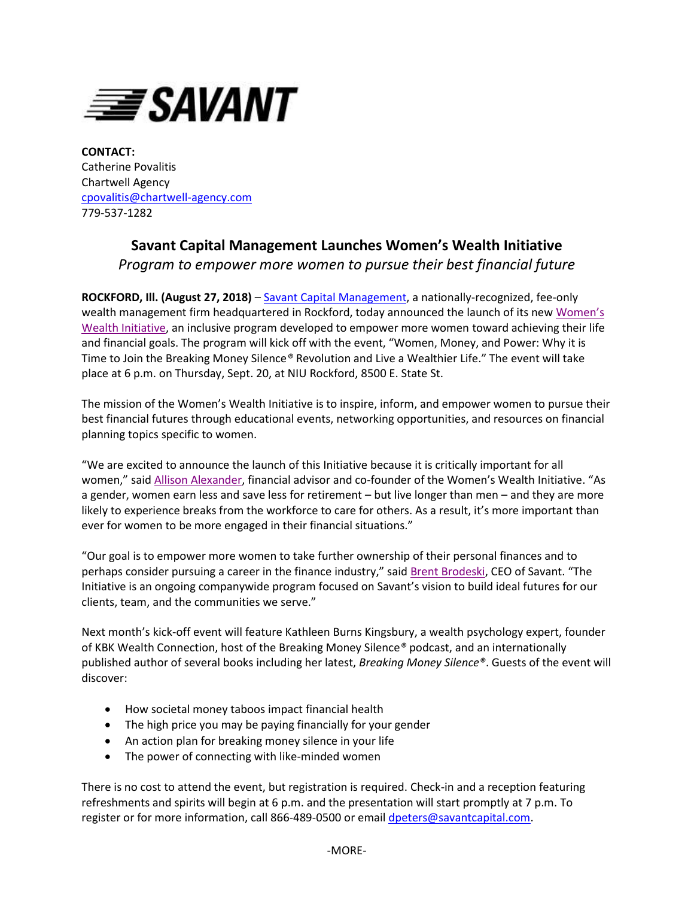SAVANT

**CONTACT:**
Catherine Povalitis
Chartwell Agency
cpovalitis@chartwell-agency.com
779-537-1282

## Savant Capital Management Launches Women's Wealth Initiative

*Program to empower more women to pursue their best financial future*

**ROCKFORD, Ill. (August 27, 2018)** – Savant Capital Management, a nationally-recognized, fee-only wealth management firm headquartered in Rockford, today announced the launch of its new Women's Wealth Initiative, an inclusive program developed to empower more women toward achieving their life and financial goals. The program will kick off with the event, "Women, Money, and Power: Why it is Time to Join the Breaking Money Silence® Revolution and Live a Wealthier Life." The event will take place at 6 p.m. on Thursday, Sept. 20, at NIU Rockford, 8500 E. State St.

The mission of the Women's Wealth Initiative is to inspire, inform, and empower women to pursue their best financial futures through educational events, networking opportunities, and resources on financial planning topics specific to women.

"We are excited to announce the launch of this Initiative because it is critically important for all women," said Allison Alexander, financial advisor and co-founder of the Women's Wealth Initiative. "As a gender, women earn less and save less for retirement – but live longer than men – and they are more likely to experience breaks from the workforce to care for others. As a result, it's more important than ever for women to be more engaged in their financial situations."

"Our goal is to empower more women to take further ownership of their personal finances and to perhaps consider pursuing a career in the finance industry," said Brent Brodeski, CEO of Savant. "The Initiative is an ongoing companywide program focused on Savant's vision to build ideal futures for our clients, team, and the communities we serve."

Next month's kick-off event will feature Kathleen Burns Kingsbury, a wealth psychology expert, founder of KBK Wealth Connection, host of the Breaking Money Silence® podcast, and an internationally published author of several books including her latest, *Breaking Money Silence®*. Guests of the event will discover:

- How societal money taboos impact financial health
- The high price you may be paying financially for your gender
- An action plan for breaking money silence in your life
- The power of connecting with like-minded women

There is no cost to attend the event, but registration is required. Check-in and a reception featuring refreshments and spirits will begin at 6 p.m. and the presentation will start promptly at 7 p.m. To register or for more information, call 866-489-0500 or email dpeters@savantcapital.com.

-MORE-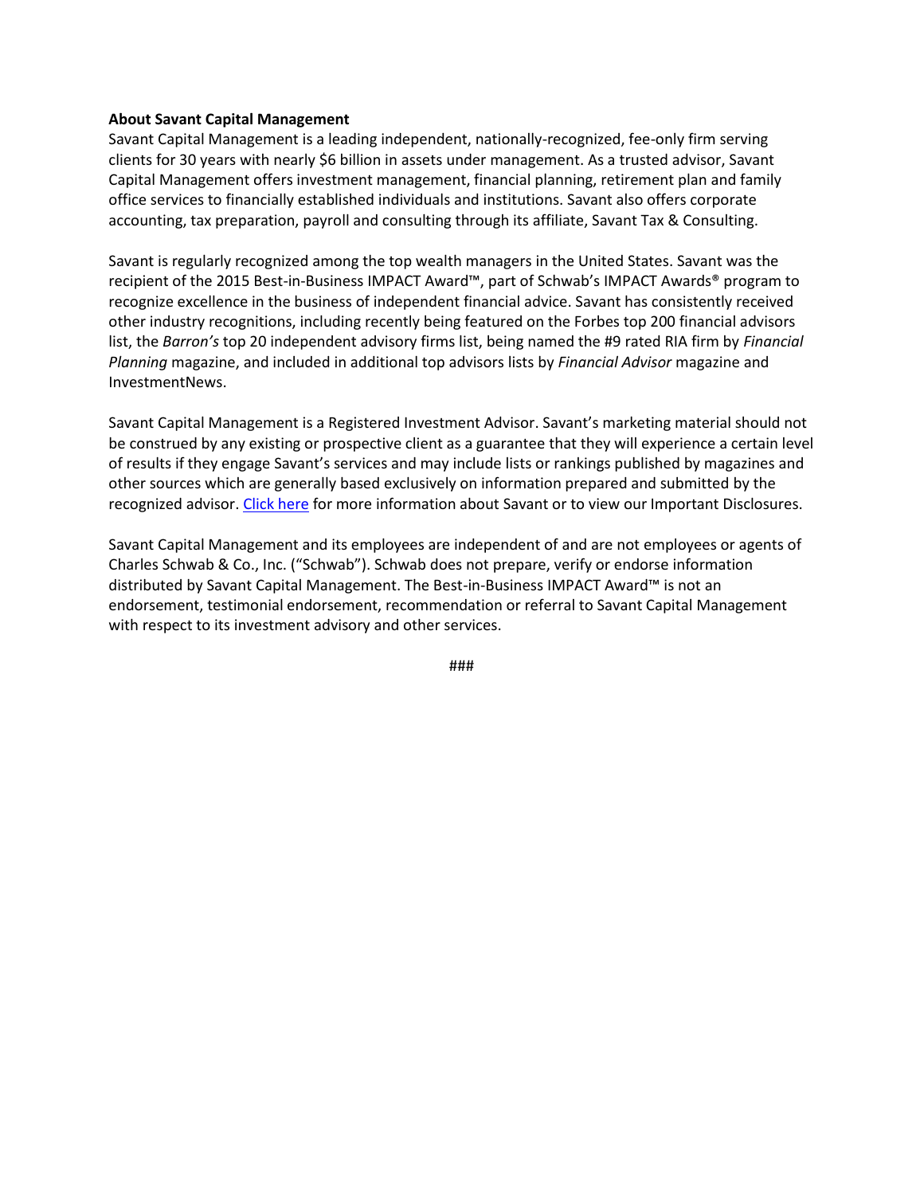**About Savant Capital Management**

Savant Capital Management is a leading independent, nationally-recognized, fee-only firm serving clients for 30 years with nearly $6 billion in assets under management. As a trusted advisor, Savant Capital Management offers investment management, financial planning, retirement plan and family office services to financially established individuals and institutions. Savant also offers corporate accounting, tax preparation, payroll and consulting through its affiliate, Savant Tax & Consulting.

Savant is regularly recognized among the top wealth managers in the United States. Savant was the recipient of the 2015 Best-in-Business IMPACT Award™, part of Schwab's IMPACT Awards® program to recognize excellence in the business of independent financial advice. Savant has consistently received other industry recognitions, including recently being featured on the Forbes top 200 financial advisors list, the *Barron's* top 20 independent advisory firms list, being named the #9 rated RIA firm by *Financial Planning* magazine, and included in additional top advisors lists by *Financial Advisor* magazine and InvestmentNews.

Savant Capital Management is a Registered Investment Advisor. Savant's marketing material should not be construed by any existing or prospective client as a guarantee that they will experience a certain level of results if they engage Savant's services and may include lists or rankings published by magazines and other sources which are generally based exclusively on information prepared and submitted by the recognized advisor. Click here for more information about Savant or to view our Important Disclosures.

Savant Capital Management and its employees are independent of and are not employees or agents of Charles Schwab & Co., Inc. ("Schwab"). Schwab does not prepare, verify or endorse information distributed by Savant Capital Management. The Best-in-Business IMPACT Award™ is not an endorsement, testimonial endorsement, recommendation or referral to Savant Capital Management with respect to its investment advisory and other services.

###